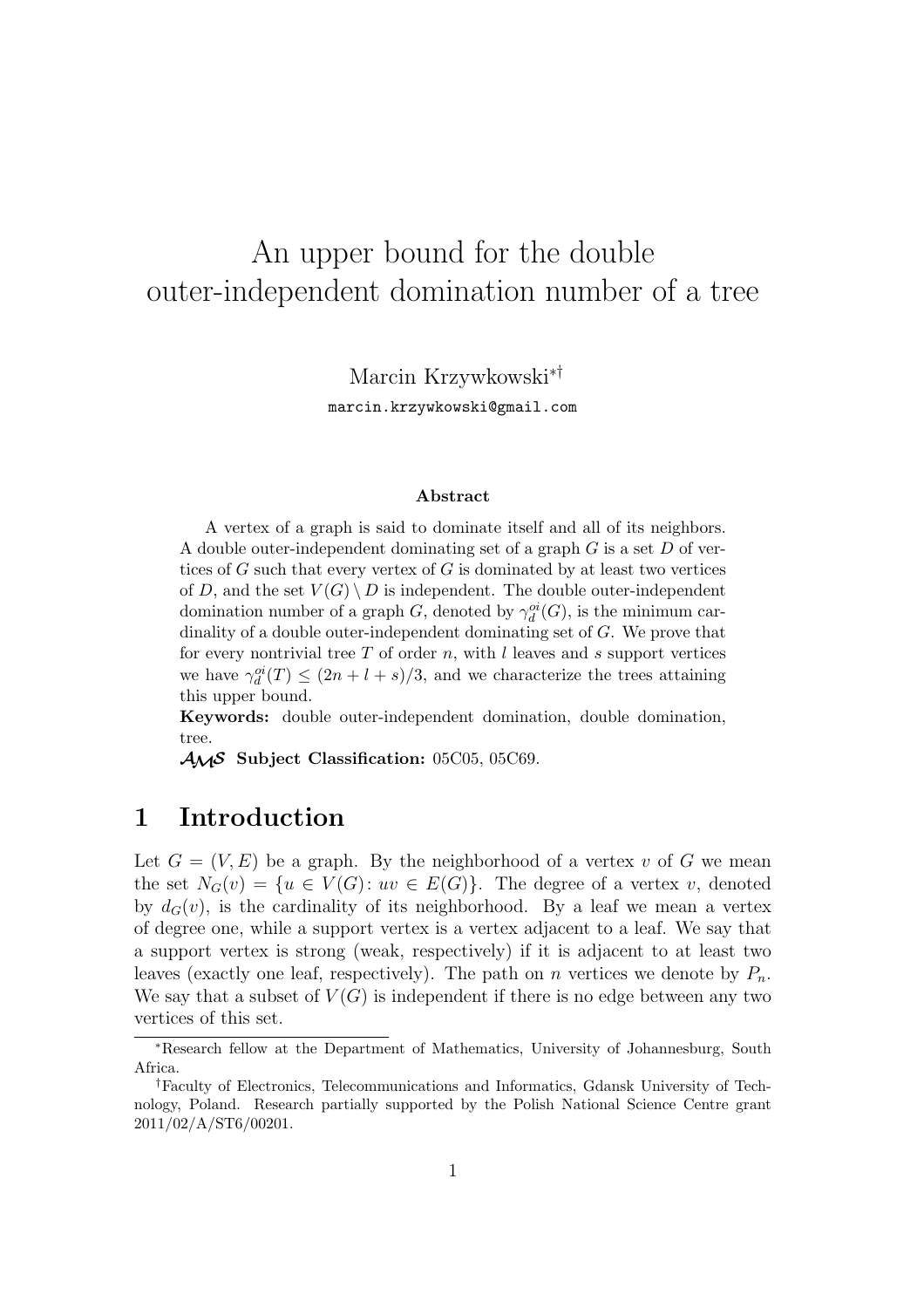# An upper bound for the double outer-independent domination number of a tree

Marcin Krzywkowski[*†]

marcin.krzywkowski@gmail.com

### Abstract

A vertex of a graph is said to dominate itself and all of its neighbors. A double outer-independent dominating set of a graph $G$ is a set $D$ of vertices of $G$ such that every vertex of $G$ is dominated by at least two vertices of $D$, and the set $V(G) \setminus D$ is independent. The double outer-independent domination number of a graph $G$, denoted by $\gamma_d^{oi}(G)$, is the minimum cardinality of a double outer-independent dominating set of $G$. We prove that for every nontrivial tree $T$ of order $n$, with $l$ leaves and $s$ support vertices we have $\gamma_d^{oi}(T) \leq (2n + l + s)/3$, and we characterize the trees attaining this upper bound.

**Keywords:** double outer-independent domination, double domination, tree.

**AMS Subject Classification:** 05C05, 05C69.

## 1 Introduction

Let $G = (V, E)$ be a graph. By the neighborhood of a vertex $v$ of $G$ we mean the set $N_G(v) = \{u \in V(G) \colon uv \in E(G)\}$. The degree of a vertex $v$, denoted by $d_G(v)$, is the cardinality of its neighborhood. By a leaf we mean a vertex of degree one, while a support vertex is a vertex adjacent to a leaf. We say that a support vertex is strong (weak, respectively) if it is adjacent to at least two leaves (exactly one leaf, respectively). The path on $n$ vertices we denote by $P_n$. We say that a subset of $V(G)$ is independent if there is no edge between any two vertices of this set.

---

[*] Research fellow at the Department of Mathematics, University of Johannesburg, South Africa.

[†] Faculty of Electronics, Telecommunications and Informatics, Gdansk University of Technology, Poland. Research partially supported by the Polish National Science Centre grant 2011/02/A/ST6/00201.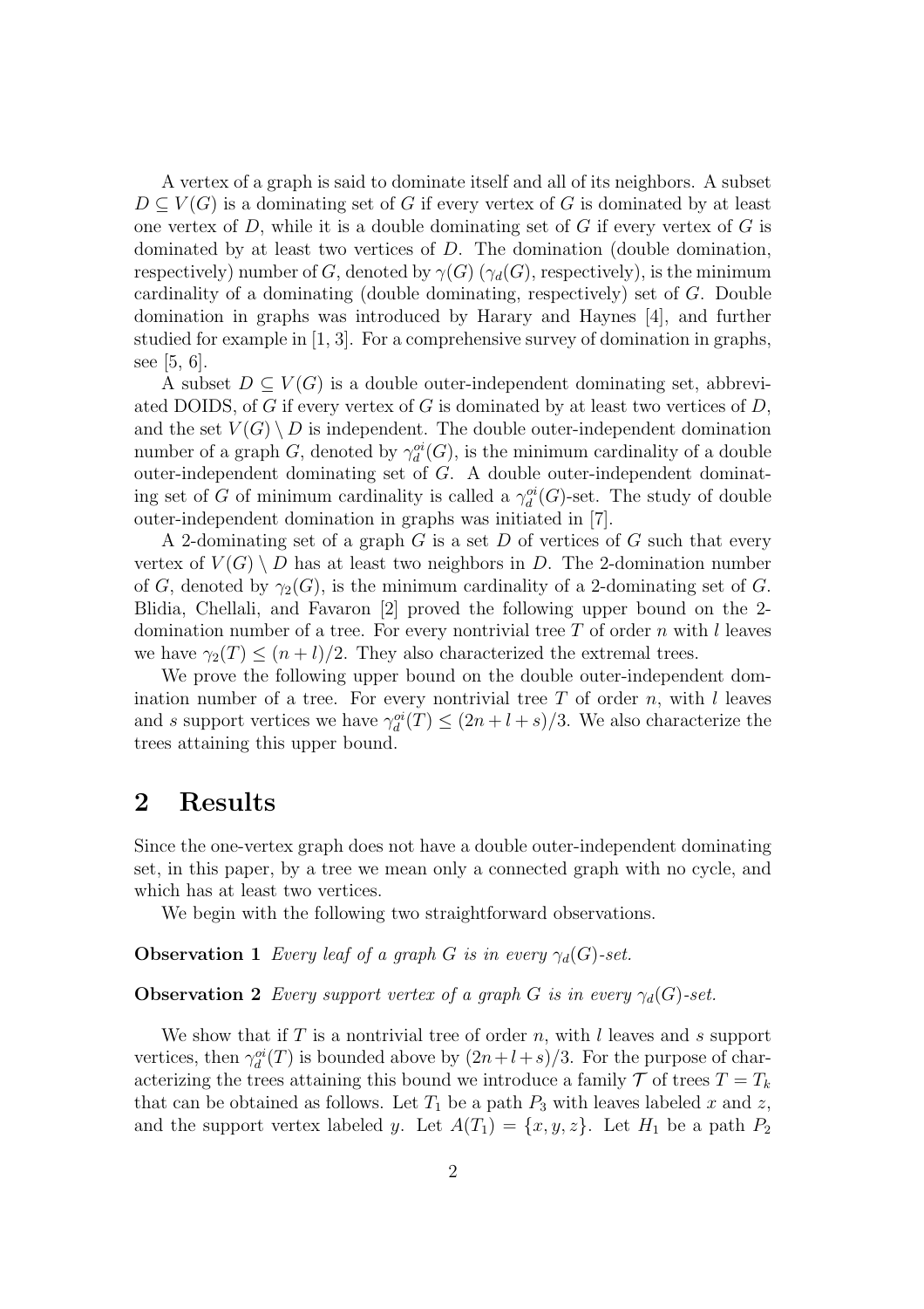A vertex of a graph is said to dominate itself and all of its neighbors. A subset $D \subseteq V(G)$ is a dominating set of $G$ if every vertex of $G$ is dominated by at least one vertex of $D$, while it is a double dominating set of $G$ if every vertex of $G$ is dominated by at least two vertices of $D$. The domination (double domination, respectively) number of $G$, denoted by $\gamma(G)$ ($\gamma_d(G)$, respectively), is the minimum cardinality of a dominating (double dominating, respectively) set of $G$. Double domination in graphs was introduced by Harary and Haynes [4], and further studied for example in [1, 3]. For a comprehensive survey of domination in graphs, see [5, 6].

A subset $D \subseteq V(G)$ is a double outer-independent dominating set, abbreviated DOIDS, of $G$ if every vertex of $G$ is dominated by at least two vertices of $D$, and the set $V(G) \setminus D$ is independent. The double outer-independent domination number of a graph $G$, denoted by $\gamma_d^{oi}(G)$, is the minimum cardinality of a double outer-independent dominating set of $G$. A double outer-independent dominating set of $G$ of minimum cardinality is called a $\gamma_d^{oi}(G)$-set. The study of double outer-independent domination in graphs was initiated in [7].

A 2-dominating set of a graph $G$ is a set $D$ of vertices of $G$ such that every vertex of $V(G) \setminus D$ has at least two neighbors in $D$. The 2-domination number of $G$, denoted by $\gamma_2(G)$, is the minimum cardinality of a 2-dominating set of $G$. Blidia, Chellali, and Favaron [2] proved the following upper bound on the 2-domination number of a tree. For every nontrivial tree $T$ of order $n$ with $l$ leaves we have $\gamma_2(T) \leq (n+l)/2$. They also characterized the extremal trees.

We prove the following upper bound on the double outer-independent domination number of a tree. For every nontrivial tree $T$ of order $n$, with $l$ leaves and $s$ support vertices we have $\gamma_d^{oi}(T) \leq (2n+l+s)/3$. We also characterize the trees attaining this upper bound.

## 2 Results

Since the one-vertex graph does not have a double outer-independent dominating set, in this paper, by a tree we mean only a connected graph with no cycle, and which has at least two vertices.

We begin with the following two straightforward observations.

**Observation 1** *Every leaf of a graph $G$ is in every $\gamma_d(G)$-set.*

**Observation 2** *Every support vertex of a graph $G$ is in every $\gamma_d(G)$-set.*

We show that if $T$ is a nontrivial tree of order $n$, with $l$ leaves and $s$ support vertices, then $\gamma_d^{oi}(T)$ is bounded above by $(2n+l+s)/3$. For the purpose of characterizing the trees attaining this bound we introduce a family $\mathcal{T}$ of trees $T = T_k$ that can be obtained as follows. Let $T_1$ be a path $P_3$ with leaves labeled $x$ and $z$, and the support vertex labeled $y$. Let $A(T_1) = \{x, y, z\}$. Let $H_1$ be a path $P_2$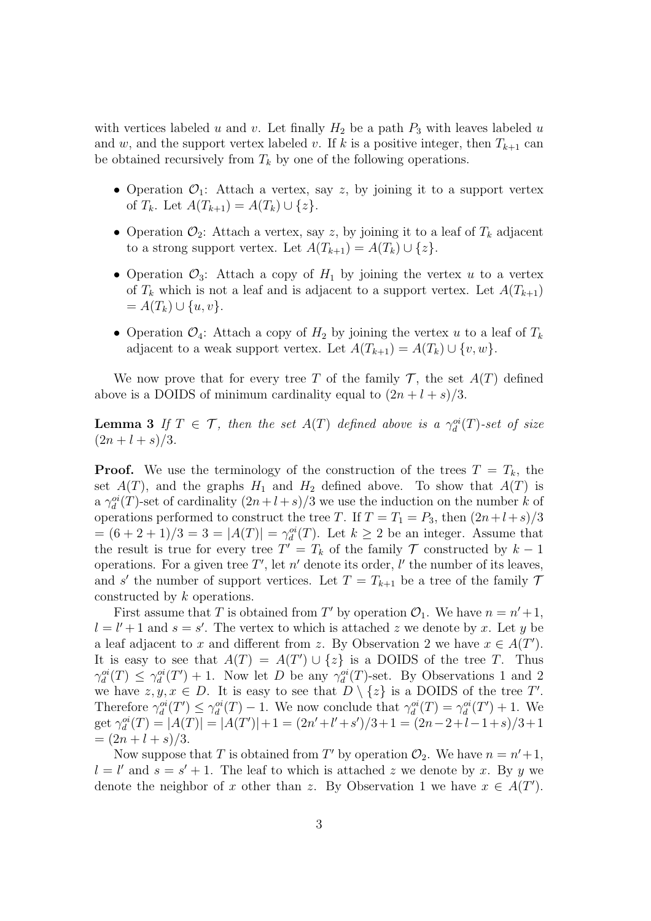with vertices labeled $u$ and $v$. Let finally $H_2$ be a path $P_3$ with leaves labeled $u$ and $w$, and the support vertex labeled $v$. If $k$ is a positive integer, then $T_{k+1}$ can be obtained recursively from $T_k$ by one of the following operations.

- Operation $\mathcal{O}_1$: Attach a vertex, say $z$, by joining it to a support vertex of $T_k$. Let $A(T_{k+1}) = A(T_k) \cup \{z\}$.
- Operation $\mathcal{O}_2$: Attach a vertex, say $z$, by joining it to a leaf of $T_k$ adjacent to a strong support vertex. Let $A(T_{k+1}) = A(T_k) \cup \{z\}$.
- Operation $\mathcal{O}_3$: Attach a copy of $H_1$ by joining the vertex $u$ to a vertex of $T_k$ which is not a leaf and is adjacent to a support vertex. Let $A(T_{k+1}) = A(T_k) \cup \{u, v\}$.
- Operation $\mathcal{O}_4$: Attach a copy of $H_2$ by joining the vertex $u$ to a leaf of $T_k$ adjacent to a weak support vertex. Let $A(T_{k+1}) = A(T_k) \cup \{v, w\}$.

We now prove that for every tree $T$ of the family $\mathcal{T}$, the set $A(T)$ defined above is a DOIDS of minimum cardinality equal to $(2n + l + s)/3$.

**Lemma 3** *If $T \in \mathcal{T}$, then the set $A(T)$ defined above is a $\gamma_d^{oi}(T)$-set of size $(2n + l + s)/3$.*

**Proof.** We use the terminology of the construction of the trees $T = T_k$, the set $A(T)$, and the graphs $H_1$ and $H_2$ defined above. To show that $A(T)$ is a $\gamma_d^{oi}(T)$-set of cardinality $(2n+l+s)/3$ we use the induction on the number $k$ of operations performed to construct the tree $T$. If $T = T_1 = P_3$, then $(2n+l+s)/3 = (6 + 2 + 1)/3 = 3 = |A(T)| = \gamma_d^{oi}(T)$. Let $k \geq 2$ be an integer. Assume that the result is true for every tree $T' = T_k$ of the family $\mathcal{T}$ constructed by $k - 1$ operations. For a given tree $T'$, let $n'$ denote its order, $l'$ the number of its leaves, and $s'$ the number of support vertices. Let $T = T_{k+1}$ be a tree of the family $\mathcal{T}$ constructed by $k$ operations.

First assume that $T$ is obtained from $T'$ by operation $\mathcal{O}_1$. We have $n = n'+1$, $l = l' + 1$ and $s = s'$. The vertex to which is attached $z$ we denote by $x$. Let $y$ be a leaf adjacent to $x$ and different from $z$. By Observation 2 we have $x \in A(T')$. It is easy to see that $A(T) = A(T') \cup \{z\}$ is a DOIDS of the tree $T$. Thus $\gamma_d^{oi}(T) \leq \gamma_d^{oi}(T') + 1$. Now let $D$ be any $\gamma_d^{oi}(T)$-set. By Observations 1 and 2 we have $z, y, x \in D$. It is easy to see that $D \setminus \{z\}$ is a DOIDS of the tree $T'$. Therefore $\gamma_d^{oi}(T') \leq \gamma_d^{oi}(T) - 1$. We now conclude that $\gamma_d^{oi}(T) = \gamma_d^{oi}(T') + 1$. We get $\gamma_d^{oi}(T) = |A(T)| = |A(T')|+1 = (2n'+l'+s')/3+1 = (2n-2+l-1+s)/3+1 = (2n + l + s)/3$.

Now suppose that $T$ is obtained from $T'$ by operation $\mathcal{O}_2$. We have $n = n'+1$, $l = l'$ and $s = s' + 1$. The leaf to which is attached $z$ we denote by $x$. By $y$ we denote the neighbor of $x$ other than $z$. By Observation 1 we have $x \in A(T')$.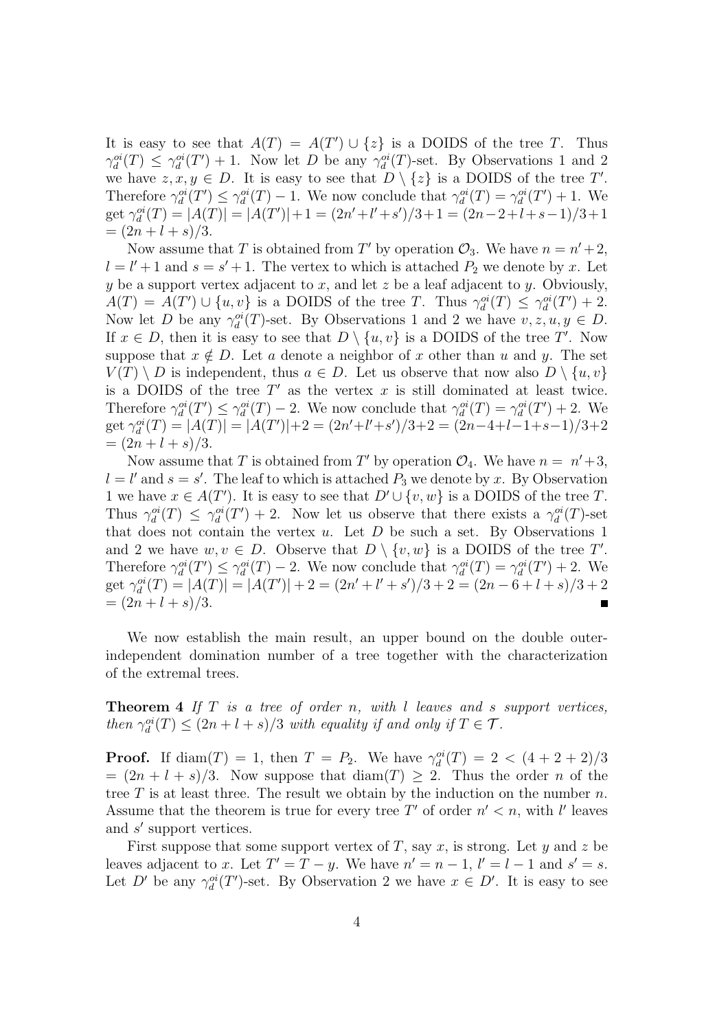It is easy to see that $A(T) = A(T') \cup \{z\}$ is a DOIDS of the tree $T$. Thus $\gamma_d^{oi}(T) \leq \gamma_d^{oi}(T') + 1$. Now let $D$ be any $\gamma_d^{oi}(T)$-set. By Observations 1 and 2 we have $z, x, y \in D$. It is easy to see that $D \setminus \{z\}$ is a DOIDS of the tree $T'$. Therefore $\gamma_d^{oi}(T') \leq \gamma_d^{oi}(T) - 1$. We now conclude that $\gamma_d^{oi}(T) = \gamma_d^{oi}(T') + 1$. We get $\gamma_d^{oi}(T) = |A(T)| = |A(T')| + 1 = (2n' + l' + s')/3 + 1 = (2n - 2 + l + s - 1)/3 + 1 = (2n + l + s)/3$.

Now assume that $T$ is obtained from $T'$ by operation $\mathcal{O}_3$. We have $n = n' + 2$, $l = l' + 1$ and $s = s' + 1$. The vertex to which is attached $P_2$ we denote by $x$. Let $y$ be a support vertex adjacent to $x$, and let $z$ be a leaf adjacent to $y$. Obviously, $A(T) = A(T') \cup \{u, v\}$ is a DOIDS of the tree $T$. Thus $\gamma_d^{oi}(T) \leq \gamma_d^{oi}(T') + 2$. Now let $D$ be any $\gamma_d^{oi}(T)$-set. By Observations 1 and 2 we have $v, z, u, y \in D$. If $x \in D$, then it is easy to see that $D \setminus \{u, v\}$ is a DOIDS of the tree $T'$. Now suppose that $x \notin D$. Let $a$ denote a neighbor of $x$ other than $u$ and $y$. The set $V(T) \setminus D$ is independent, thus $a \in D$. Let us observe that now also $D \setminus \{u, v\}$ is a DOIDS of the tree $T'$ as the vertex $x$ is still dominated at least twice. Therefore $\gamma_d^{oi}(T') \leq \gamma_d^{oi}(T) - 2$. We now conclude that $\gamma_d^{oi}(T) = \gamma_d^{oi}(T') + 2$. We get $\gamma_d^{oi}(T) = |A(T)| = |A(T')| + 2 = (2n' + l' + s')/3 + 2 = (2n - 4 + l - 1 + s - 1)/3 + 2 = (2n + l + s)/3$.

Now assume that $T$ is obtained from $T'$ by operation $\mathcal{O}_4$. We have $n = n' + 3$, $l = l'$ and $s = s'$. The leaf to which is attached $P_3$ we denote by $x$. By Observation 1 we have $x \in A(T')$. It is easy to see that $D' \cup \{v, w\}$ is a DOIDS of the tree $T$. Thus $\gamma_d^{oi}(T) \leq \gamma_d^{oi}(T') + 2$. Now let us observe that there exists a $\gamma_d^{oi}(T)$-set that does not contain the vertex $u$. Let $D$ be such a set. By Observations 1 and 2 we have $w, v \in D$. Observe that $D \setminus \{v, w\}$ is a DOIDS of the tree $T'$. Therefore $\gamma_d^{oi}(T') \leq \gamma_d^{oi}(T) - 2$. We now conclude that $\gamma_d^{oi}(T) = \gamma_d^{oi}(T') + 2$. We get $\gamma_d^{oi}(T) = |A(T)| = |A(T')| + 2 = (2n' + l' + s')/3 + 2 = (2n - 6 + l + s)/3 + 2 = (2n + l + s)/3$. ∎

We now establish the main result, an upper bound on the double outer-independent domination number of a tree together with the characterization of the extremal trees.

**Theorem 4** *If $T$ is a tree of order $n$, with $l$ leaves and $s$ support vertices, then $\gamma_d^{oi}(T) \leq (2n + l + s)/3$ with equality if and only if $T \in \mathcal{T}$.*

**Proof.** If $\mathrm{diam}(T) = 1$, then $T = P_2$. We have $\gamma_d^{oi}(T) = 2 < (4 + 2 + 2)/3 = (2n + l + s)/3$. Now suppose that $\mathrm{diam}(T) \geq 2$. Thus the order $n$ of the tree $T$ is at least three. The result we obtain by the induction on the number $n$. Assume that the theorem is true for every tree $T'$ of order $n' < n$, with $l'$ leaves and $s'$ support vertices.

First suppose that some support vertex of $T$, say $x$, is strong. Let $y$ and $z$ be leaves adjacent to $x$. Let $T' = T - y$. We have $n' = n - 1$, $l' = l - 1$ and $s' = s$. Let $D'$ be any $\gamma_d^{oi}(T')$-set. By Observation 2 we have $x \in D'$. It is easy to see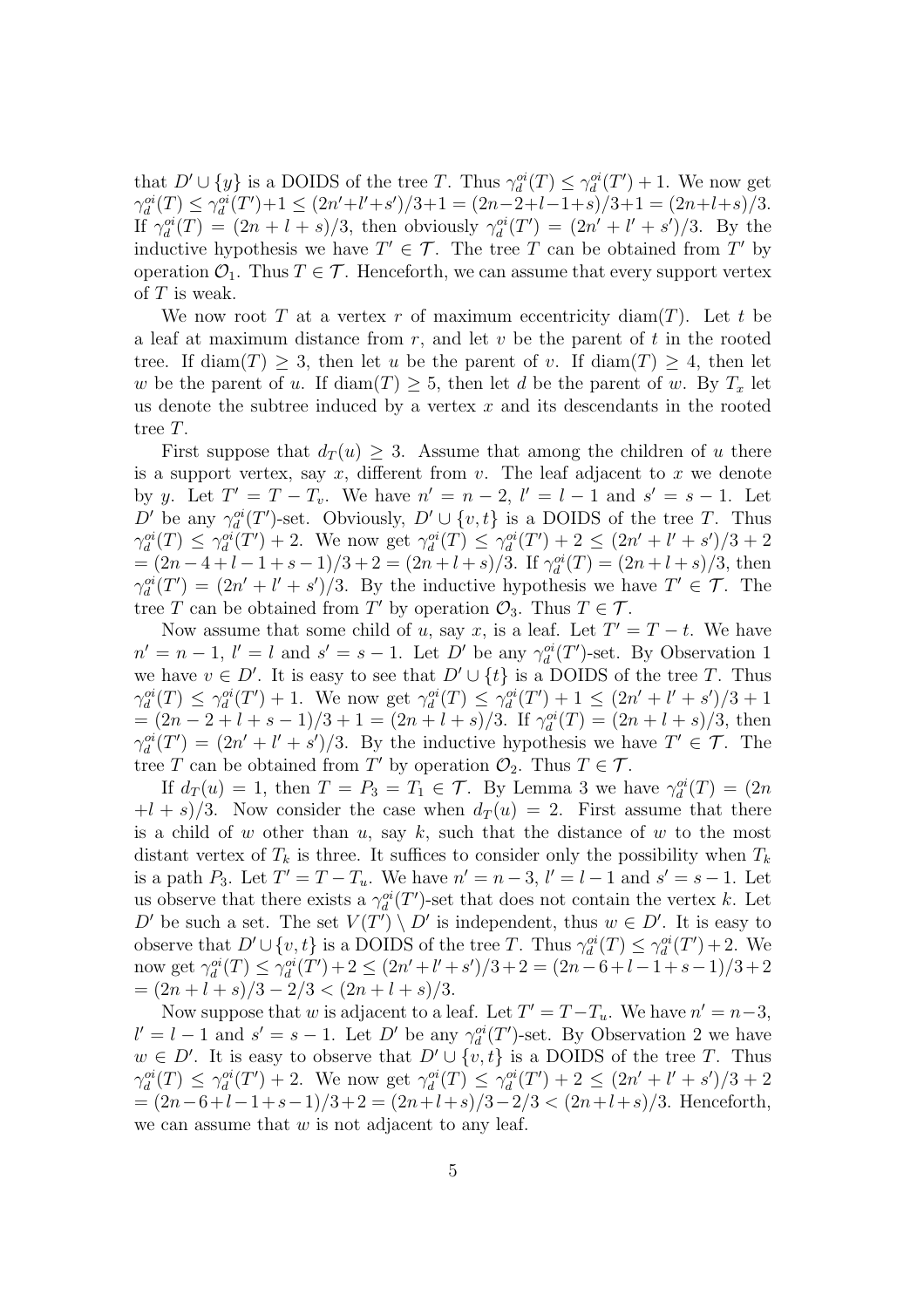that $D' \cup \{y\}$ is a DOIDS of the tree $T$. Thus $\gamma_d^{oi}(T) \le \gamma_d^{oi}(T') + 1$. We now get $\gamma_d^{oi}(T) \le \gamma_d^{oi}(T')+1 \le (2n'+l'+s')/3+1 = (2n-2+l-1+s)/3+1 = (2n+l+s)/3$. If $\gamma_d^{oi}(T) = (2n + l + s)/3$, then obviously $\gamma_d^{oi}(T') = (2n' + l' + s')/3$. By the inductive hypothesis we have $T' \in \mathcal{T}$. The tree $T$ can be obtained from $T'$ by operation $\mathcal{O}_1$. Thus $T \in \mathcal{T}$. Henceforth, we can assume that every support vertex of $T$ is weak.

We now root $T$ at a vertex $r$ of maximum eccentricity $\mathrm{diam}(T)$. Let $t$ be a leaf at maximum distance from $r$, and let $v$ be the parent of $t$ in the rooted tree. If $\mathrm{diam}(T) \ge 3$, then let $u$ be the parent of $v$. If $\mathrm{diam}(T) \ge 4$, then let $w$ be the parent of $u$. If $\mathrm{diam}(T) \ge 5$, then let $d$ be the parent of $w$. By $T_x$ let us denote the subtree induced by a vertex $x$ and its descendants in the rooted tree $T$.

First suppose that $d_T(u) \ge 3$. Assume that among the children of $u$ there is a support vertex, say $x$, different from $v$. The leaf adjacent to $x$ we denote by $y$. Let $T' = T - T_v$. We have $n' = n - 2$, $l' = l - 1$ and $s' = s - 1$. Let $D'$ be any $\gamma_d^{oi}(T')$-set. Obviously, $D' \cup \{v, t\}$ is a DOIDS of the tree $T$. Thus $\gamma_d^{oi}(T) \le \gamma_d^{oi}(T') + 2$. We now get $\gamma_d^{oi}(T) \le \gamma_d^{oi}(T') + 2 \le (2n' + l' + s')/3 + 2$ $= (2n - 4 + l - 1 + s - 1)/3 + 2 = (2n + l + s)/3$. If $\gamma_d^{oi}(T) = (2n + l + s)/3$, then $\gamma_d^{oi}(T') = (2n' + l' + s')/3$. By the inductive hypothesis we have $T' \in \mathcal{T}$. The tree $T$ can be obtained from $T'$ by operation $\mathcal{O}_3$. Thus $T \in \mathcal{T}$.

Now assume that some child of $u$, say $x$, is a leaf. Let $T' = T - t$. We have $n' = n - 1$, $l' = l$ and $s' = s - 1$. Let $D'$ be any $\gamma_d^{oi}(T')$-set. By Observation 1 we have $v \in D'$. It is easy to see that $D' \cup \{t\}$ is a DOIDS of the tree $T$. Thus $\gamma_d^{oi}(T) \le \gamma_d^{oi}(T') + 1$. We now get $\gamma_d^{oi}(T) \le \gamma_d^{oi}(T') + 1 \le (2n' + l' + s')/3 + 1$ $= (2n - 2 + l + s - 1)/3 + 1 = (2n + l + s)/3$. If $\gamma_d^{oi}(T) = (2n + l + s)/3$, then $\gamma_d^{oi}(T') = (2n' + l' + s')/3$. By the inductive hypothesis we have $T' \in \mathcal{T}$. The tree $T$ can be obtained from $T'$ by operation $\mathcal{O}_2$. Thus $T \in \mathcal{T}$.

If $d_T(u) = 1$, then $T = P_3 = T_1 \in \mathcal{T}$. By Lemma 3 we have $\gamma_d^{oi}(T) = (2n + l + s)/3$. Now consider the case when $d_T(u) = 2$. First assume that there is a child of $w$ other than $u$, say $k$, such that the distance of $w$ to the most distant vertex of $T_k$ is three. It suffices to consider only the possibility when $T_k$ is a path $P_3$. Let $T' = T - T_u$. We have $n' = n - 3$, $l' = l - 1$ and $s' = s - 1$. Let us observe that there exists a $\gamma_d^{oi}(T')$-set that does not contain the vertex $k$. Let $D'$ be such a set. The set $V(T') \setminus D'$ is independent, thus $w \in D'$. It is easy to observe that $D' \cup \{v, t\}$ is a DOIDS of the tree $T$. Thus $\gamma_d^{oi}(T) \le \gamma_d^{oi}(T') + 2$. We now get $\gamma_d^{oi}(T) \le \gamma_d^{oi}(T') + 2 \le (2n' + l' + s')/3 + 2 = (2n - 6 + l - 1 + s - 1)/3 + 2$ $= (2n + l + s)/3 - 2/3 < (2n + l + s)/3$.

Now suppose that $w$ is adjacent to a leaf. Let $T' = T - T_u$. We have $n' = n - 3$, $l' = l - 1$ and $s' = s - 1$. Let $D'$ be any $\gamma_d^{oi}(T')$-set. By Observation 2 we have $w \in D'$. It is easy to observe that $D' \cup \{v, t\}$ is a DOIDS of the tree $T$. Thus $\gamma_d^{oi}(T) \le \gamma_d^{oi}(T') + 2$. We now get $\gamma_d^{oi}(T) \le \gamma_d^{oi}(T') + 2 \le (2n' + l' + s')/3 + 2$ $= (2n - 6 + l - 1 + s - 1)/3 + 2 = (2n + l + s)/3 - 2/3 < (2n + l + s)/3$. Henceforth, we can assume that $w$ is not adjacent to any leaf.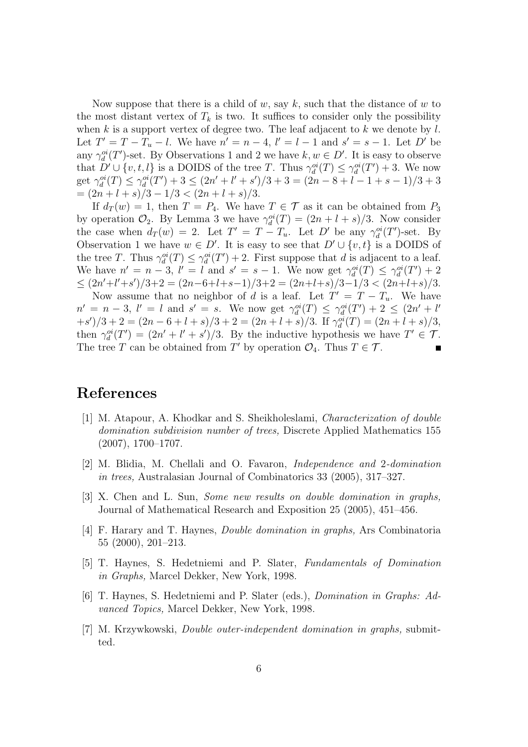Now suppose that there is a child of $w$, say $k$, such that the distance of $w$ to the most distant vertex of $T_k$ is two. It suffices to consider only the possibility when $k$ is a support vertex of degree two. The leaf adjacent to $k$ we denote by $l$. Let $T' = T - T_u - l$. We have $n' = n - 4$, $l' = l - 1$ and $s' = s - 1$. Let $D'$ be any $\gamma_d^{oi}(T')$-set. By Observations 1 and 2 we have $k, w \in D'$. It is easy to observe that $D' \cup \{v, t, l\}$ is a DOIDS of the tree $T$. Thus $\gamma_d^{oi}(T) \leq \gamma_d^{oi}(T') + 3$. We now get $\gamma_d^{oi}(T) \leq \gamma_d^{oi}(T') + 3 \leq (2n' + l' + s')/3 + 3 = (2n - 8 + l - 1 + s - 1)/3 + 3 = (2n + l + s)/3 - 1/3 < (2n + l + s)/3$.

If $d_T(w) = 1$, then $T = P_4$. We have $T \in \mathcal{T}$ as it can be obtained from $P_3$ by operation $\mathcal{O}_2$. By Lemma 3 we have $\gamma_d^{oi}(T) = (2n + l + s)/3$. Now consider the case when $d_T(w) = 2$. Let $T' = T - T_u$. Let $D'$ be any $\gamma_d^{oi}(T')$-set. By Observation 1 we have $w \in D'$. It is easy to see that $D' \cup \{v, t\}$ is a DOIDS of the tree $T$. Thus $\gamma_d^{oi}(T) \leq \gamma_d^{oi}(T') + 2$. First suppose that $d$ is adjacent to a leaf. We have $n' = n - 3$, $l' = l$ and $s' = s - 1$. We now get $\gamma_d^{oi}(T) \leq \gamma_d^{oi}(T') + 2 \leq (2n' + l' + s')/3 + 2 = (2n - 6 + l + s - 1)/3 + 2 = (2n + l + s)/3 - 1/3 < (2n + l + s)/3$.

Now assume that no neighbor of $d$ is a leaf. Let $T' = T - T_u$. We have $n' = n - 3$, $l' = l$ and $s' = s$. We now get $\gamma_d^{oi}(T) \leq \gamma_d^{oi}(T') + 2 \leq (2n' + l' + s')/3 + 2 = (2n - 6 + l + s)/3 + 2 = (2n + l + s)/3$. If $\gamma_d^{oi}(T) = (2n + l + s)/3$, then $\gamma_d^{oi}(T') = (2n' + l' + s')/3$. By the inductive hypothesis we have $T' \in \mathcal{T}$. The tree $T$ can be obtained from $T'$ by operation $\mathcal{O}_4$. Thus $T \in \mathcal{T}$. ∎

# References

[1] M. Atapour, A. Khodkar and S. Sheikholeslami, *Characterization of double domination subdivision number of trees,* Discrete Applied Mathematics 155 (2007), 1700–1707.

[2] M. Blidia, M. Chellali and O. Favaron, *Independence and 2-domination in trees,* Australasian Journal of Combinatorics 33 (2005), 317–327.

[3] X. Chen and L. Sun, *Some new results on double domination in graphs,* Journal of Mathematical Research and Exposition 25 (2005), 451–456.

[4] F. Harary and T. Haynes, *Double domination in graphs,* Ars Combinatoria 55 (2000), 201–213.

[5] T. Haynes, S. Hedetniemi and P. Slater, *Fundamentals of Domination in Graphs,* Marcel Dekker, New York, 1998.

[6] T. Haynes, S. Hedetniemi and P. Slater (eds.), *Domination in Graphs: Advanced Topics,* Marcel Dekker, New York, 1998.

[7] M. Krzywkowski, *Double outer-independent domination in graphs,* submitted.